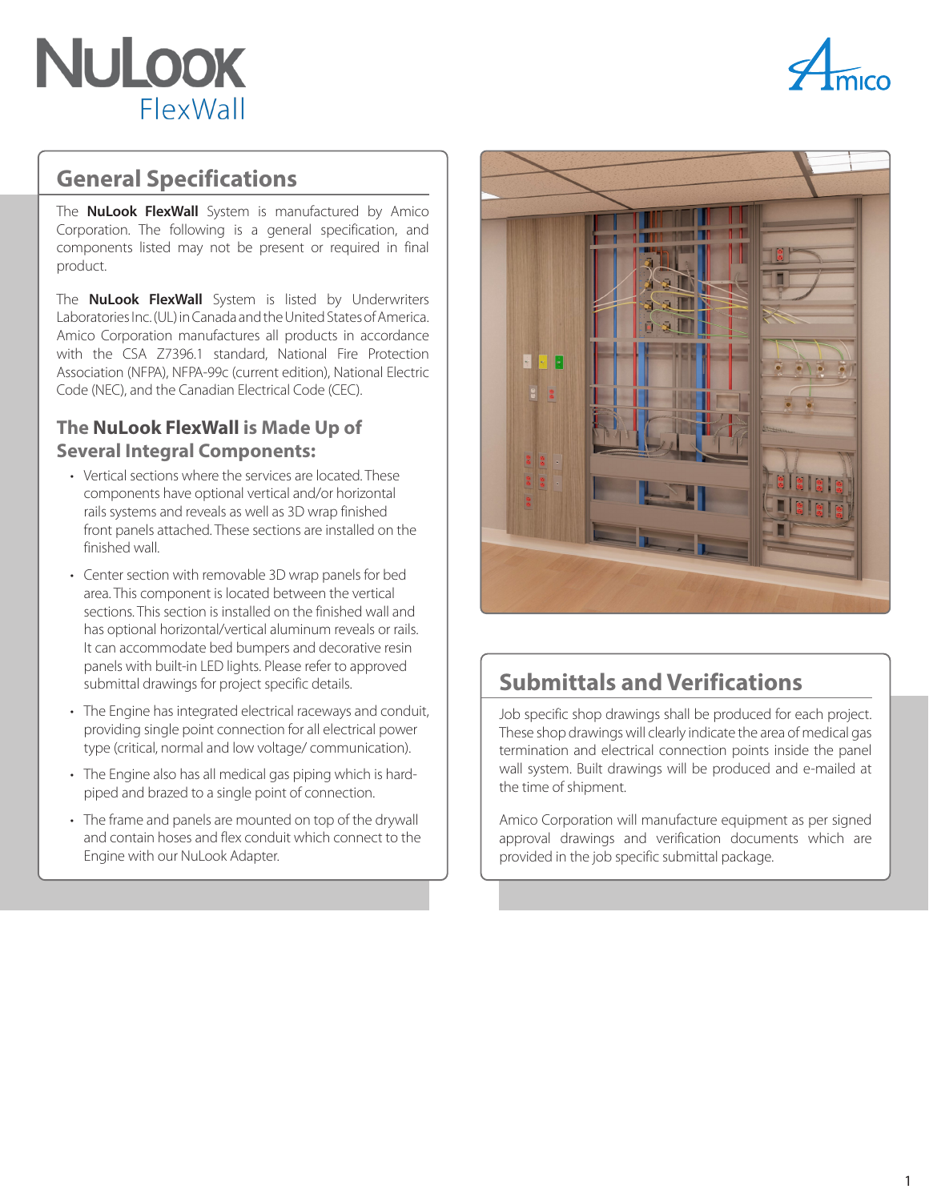# NuLook FlexWall

## General Specifications

The **NuLook FlexWall** System is manufactured by Amico Corporation. The following is a general specification, and components listed may not be present or required in final product.

The **NuLook FlexWall** System is listed by Underwriters Laboratories Inc. (UL) in Canada and the United States of America. Amico Corporation manufactures all products in accordance with the CSA Z7396.1 standard, National Fire Protection Association (NFPA), NFPA-99c (current edition), National Electric Code (NEC), and the Canadian Electrical Code (CEC).

### The **NuLook FlexWall** is Made Up of Several Integral Components:

- Vertical sections where the services are located. These components have optional vertical and/or horizontal rails systems and reveals as well as 3D wrap finished front panels attached. These sections are installed on the finished wall.
- Center section with removable 3D wrap panels for bed area. This component is located between the vertical sections. This section is installed on the finished wall and has optional horizontal/vertical aluminum reveals or rails. It can accommodate bed bumpers and decorative resin panels with built-in LED lights. Please refer to approved submittal drawings for project specific details.
- The Engine has integrated electrical raceways and conduit, providing single point connection for all electrical power type (critical, normal and low voltage/ communication).
- The Engine also has all medical gas piping which is hard-piped and brazed to a single point of connection.
- The frame and panels are mounted on top of the drywall and contain hoses and flex conduit which connect to the Engine with our NuLook Adapter.

## Submittals and Verifications

Job specific shop drawings shall be produced for each project. These shop drawings will clearly indicate the area of medical gas termination and electrical connection points inside the panel wall system. Built drawings will be produced and e-mailed at the time of shipment.

Amico Corporation will manufacture equipment as per signed approval drawings and verification documents which are provided in the job specific submittal package.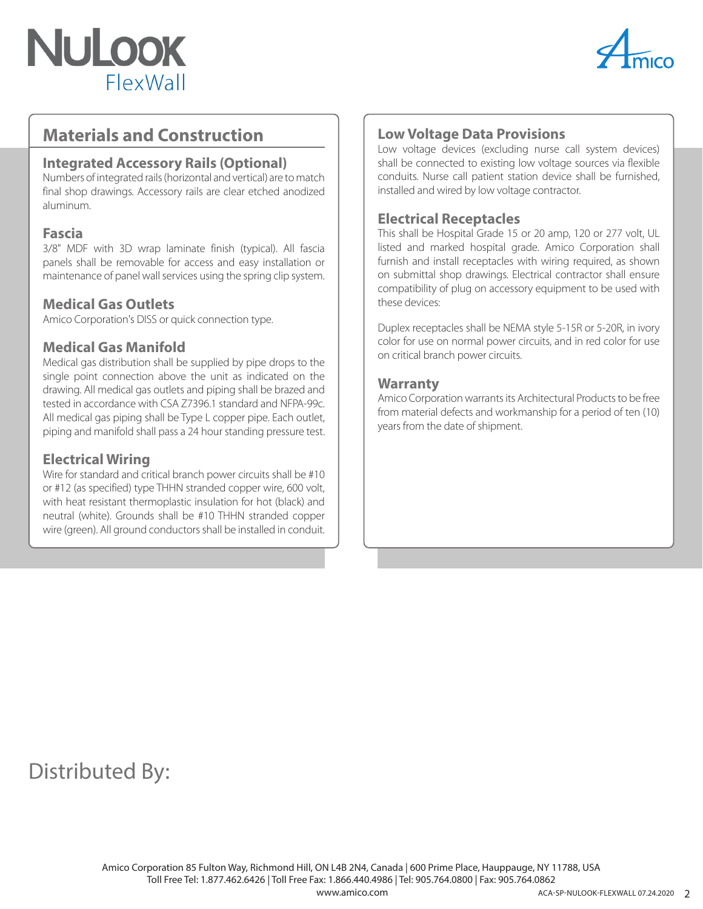NuLook FlexWall

## Materials and Construction

### Integrated Accessory Rails (Optional)

Numbers of integrated rails (horizontal and vertical) are to match final shop drawings. Accessory rails are clear etched anodized aluminum.

### Fascia

3/8" MDF with 3D wrap laminate finish (typical). All fascia panels shall be removable for access and easy installation or maintenance of panel wall services using the spring clip system.

### Medical Gas Outlets

Amico Corporation's DISS or quick connection type.

### Medical Gas Manifold

Medical gas distribution shall be supplied by pipe drops to the single point connection above the unit as indicated on the drawing. All medical gas outlets and piping shall be brazed and tested in accordance with CSA Z7396.1 standard and NFPA-99c. All medical gas piping shall be Type L copper pipe. Each outlet, piping and manifold shall pass a 24 hour standing pressure test.

### Electrical Wiring

Wire for standard and critical branch power circuits shall be #10 or #12 (as specified) type THHN stranded copper wire, 600 volt, with heat resistant thermoplastic insulation for hot (black) and neutral (white). Grounds shall be #10 THHN stranded copper wire (green). All ground conductors shall be installed in conduit.

### Low Voltage Data Provisions

Low voltage devices (excluding nurse call system devices) shall be connected to existing low voltage sources via flexible conduits. Nurse call patient station device shall be furnished, installed and wired by low voltage contractor.

### Electrical Receptacles

This shall be Hospital Grade 15 or 20 amp, 120 or 277 volt, UL listed and marked hospital grade. Amico Corporation shall furnish and install receptacles with wiring required, as shown on submittal shop drawings. Electrical contractor shall ensure compatibility of plug on accessory equipment to be used with these devices:

Duplex receptacles shall be NEMA style 5-15R or 5-20R, in ivory color for use on normal power circuits, and in red color for use on critical branch power circuits.

### Warranty

Amico Corporation warrants its Architectural Products to be free from material defects and workmanship for a period of ten (10) years from the date of shipment.

Distributed By:

Amico Corporation 85 Fulton Way, Richmond Hill, ON L4B 2N4, Canada | 600 Prime Place, Hauppauge, NY 11788, USA
Toll Free Tel: 1.877.462.6426 | Toll Free Fax: 1.866.440.4986 | Tel: 905.764.0800 | Fax: 905.764.0862
www.amico.com